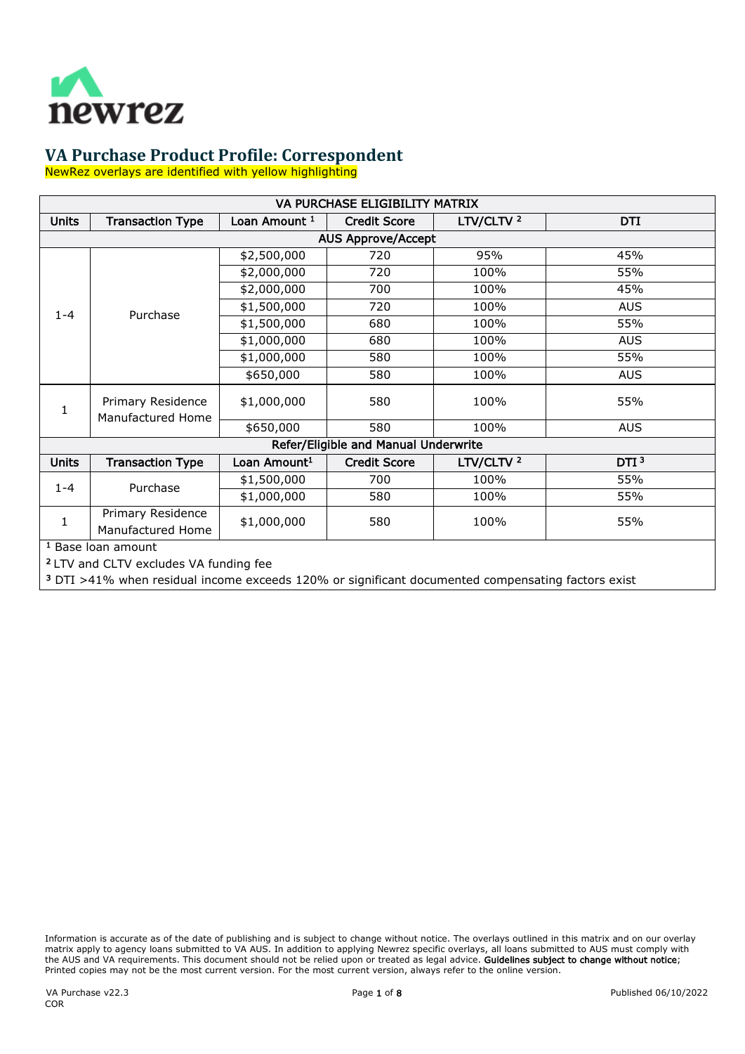# VA Purchase Product Profile: Correspondent

NewRez overlays are identified with yellow highlighting

| VA PURCHASE ELIGIBILITY MATRIX | | | | | |
|---|---|---|---|---|---|
| Units | Transaction Type | Loan Amount [1] | Credit Score | LTV/CLTV [2] | DTI |
| AUS Approve/Accept | | | | | |
| 1-4 | Purchase | $2,500,000 | 720 | 95% | 45% |
| | | $2,000,000 | 720 | 100% | 55% |
| | | $2,000,000 | 700 | 100% | 45% |
| | | $1,500,000 | 720 | 100% | AUS |
| | | $1,500,000 | 680 | 100% | 55% |
| | | $1,000,000 | 680 | 100% | AUS |
| | | $1,000,000 | 580 | 100% | 55% |
| | | $650,000 | 580 | 100% | AUS |
| 1 | Primary Residence Manufactured Home | $1,000,000 | 580 | 100% | 55% |
| | | $650,000 | 580 | 100% | AUS |
| Refer/Eligible and Manual Underwrite | | | | | |
| Units | Transaction Type | Loan Amount[1] | Credit Score | LTV/CLTV [2] | DTI [3] |
| 1-4 | Purchase | $1,500,000 | 700 | 100% | 55% |
| | | $1,000,000 | 580 | 100% | 55% |
| 1 | Primary Residence Manufactured Home | $1,000,000 | 580 | 100% | 55% |

[1] Base loan amount

[2] LTV and CLTV excludes VA funding fee

[3] DTI >41% when residual income exceeds 120% or significant documented compensating factors exist

Information is accurate as of the date of publishing and is subject to change without notice. The overlays outlined in this matrix and on our overlay matrix apply to agency loans submitted to VA AUS. In addition to applying Newrez specific overlays, all loans submitted to AUS must comply with the AUS and VA requirements. This document should not be relied upon or treated as legal advice. **Guidelines subject to change without notice**; Printed copies may not be the most current version. For the most current version, always refer to the online version.

VA Purchase v22.3
COR

Published 06/10/2022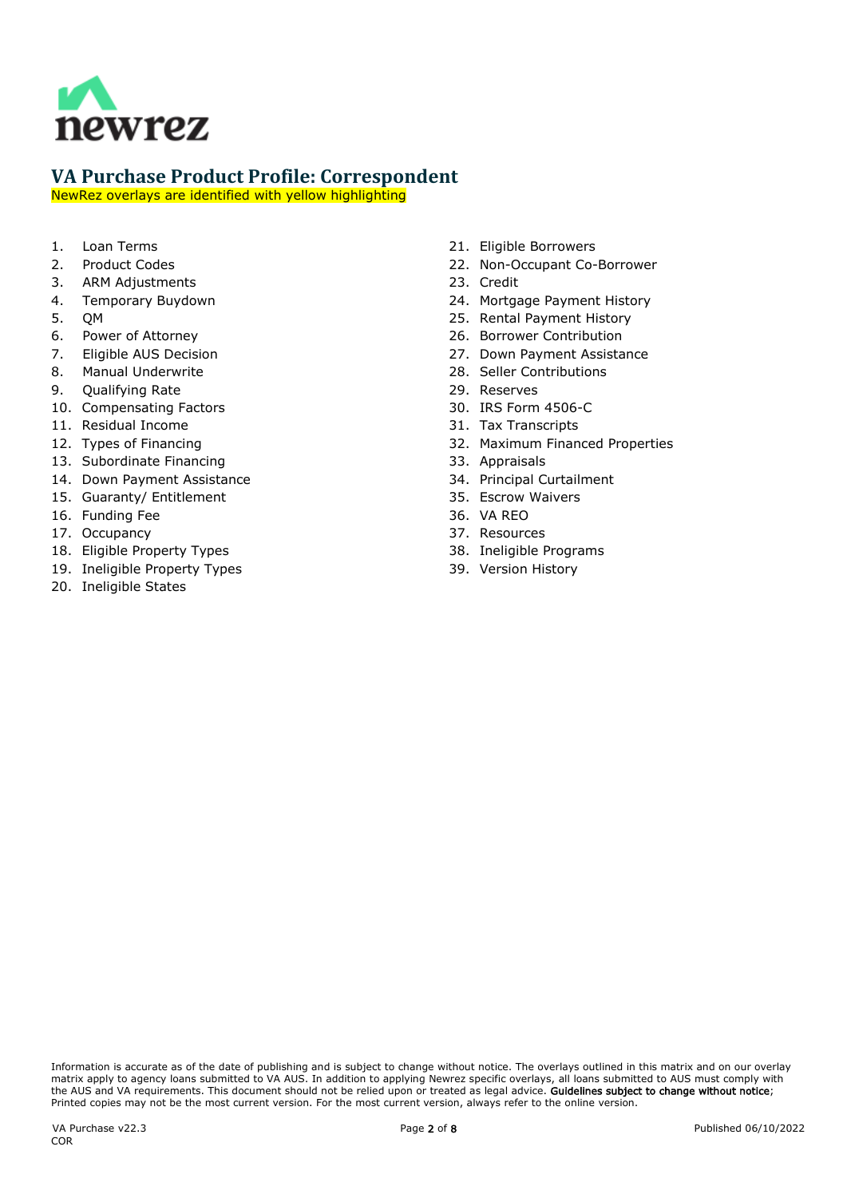# VA Purchase Product Profile: Correspondent

NewRez overlays are identified with yellow highlighting

1. Loan Terms
2. Product Codes
3. ARM Adjustments
4. Temporary Buydown
5. QM
6. Power of Attorney
7. Eligible AUS Decision
8. Manual Underwrite
9. Qualifying Rate
10. Compensating Factors
11. Residual Income
12. Types of Financing
13. Subordinate Financing
14. Down Payment Assistance
15. Guaranty/ Entitlement
16. Funding Fee
17. Occupancy
18. Eligible Property Types
19. Ineligible Property Types
20. Ineligible States
21. Eligible Borrowers
22. Non-Occupant Co-Borrower
23. Credit
24. Mortgage Payment History
25. Rental Payment History
26. Borrower Contribution
27. Down Payment Assistance
28. Seller Contributions
29. Reserves
30. IRS Form 4506-C
31. Tax Transcripts
32. Maximum Financed Properties
33. Appraisals
34. Principal Curtailment
35. Escrow Waivers
36. VA REO
37. Resources
38. Ineligible Programs
39. Version History

Information is accurate as of the date of publishing and is subject to change without notice. The overlays outlined in this matrix and on our overlay matrix apply to agency loans submitted to VA AUS. In addition to applying Newrez specific overlays, all loans submitted to AUS must comply with the AUS and VA requirements. This document should not be relied upon or treated as legal advice. **Guidelines subject to change without notice**; Printed copies may not be the most current version. For the most current version, always refer to the online version.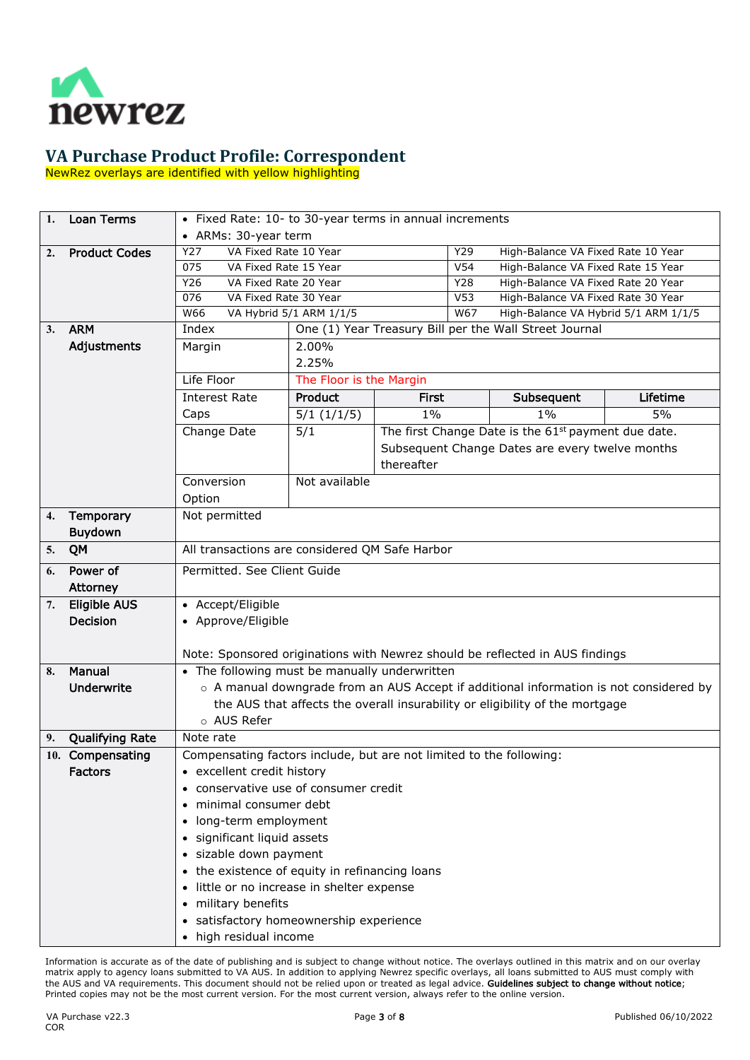# VA Purchase Product Profile: Correspondent

NewRez overlays are identified with yellow highlighting

| | | | | | | |
|---|---|---|---|---|---|---|
| **1. Loan Terms** | • Fixed Rate: 10- to 30-year terms in annual increments<br>• ARMs: 30-year term | | | | | |
| **2. Product Codes** | Y27 | VA Fixed Rate 10 Year | | Y29 | High-Balance VA Fixed Rate 10 Year | |
| | 075 | VA Fixed Rate 15 Year | | V54 | High-Balance VA Fixed Rate 15 Year | |
| | Y26 | VA Fixed Rate 20 Year | | Y28 | High-Balance VA Fixed Rate 20 Year | |
| | 076 | VA Fixed Rate 30 Year | | V53 | High-Balance VA Fixed Rate 30 Year | |
| | W66 | VA Hybrid 5/1 ARM 1/1/5 | | W67 | High-Balance VA Hybrid 5/1 ARM 1/1/5 | |
| **3. ARM Adjustments** | Index | One (1) Year Treasury Bill per the Wall Street Journal | | | | |
| | Margin | 2.00%<br>2.25% | | | | |
| | Life Floor | The Floor is the Margin | | | | |
| | Interest Rate Caps | **Product** | **First** | **Subsequent** | **Lifetime** | |
| | | 5/1 (1/1/5) | 1% | 1% | 5% | |
| | Change Date | 5/1 | The first Change Date is the 61st payment due date. Subsequent Change Dates are every twelve months thereafter | | | |
| | Conversion Option | Not available | | | | |
| **4. Temporary Buydown** | Not permitted | | | | | |
| **5. QM** | All transactions are considered QM Safe Harbor | | | | | |
| **6. Power of Attorney** | Permitted. See Client Guide | | | | | |
| **7. Eligible AUS Decision** | • Accept/Eligible<br>• Approve/Eligible<br><br>Note: Sponsored originations with Newrez should be reflected in AUS findings | | | | | |
| **8. Manual Underwrite** | • The following must be manually underwritten<br>  ◦ A manual downgrade from an AUS Accept if additional information is not considered by the AUS that affects the overall insurability or eligibility of the mortgage<br>  ◦ AUS Refer | | | | | |
| **9. Qualifying Rate** | Note rate | | | | | |
| **10. Compensating Factors** | Compensating factors include, but are not limited to the following:<br>• excellent credit history<br>• conservative use of consumer credit<br>• minimal consumer debt<br>• long-term employment<br>• significant liquid assets<br>• sizable down payment<br>• the existence of equity in refinancing loans<br>• little or no increase in shelter expense<br>• military benefits<br>• satisfactory homeownership experience<br>• high residual income | | | | | |

Information is accurate as of the date of publishing and is subject to change without notice. The overlays outlined in this matrix and on our overlay matrix apply to agency loans submitted to VA AUS. In addition to applying Newrez specific overlays, all loans submitted to AUS must comply with the AUS and VA requirements. This document should not be relied upon or treated as legal advice. **Guidelines subject to change without notice**; Printed copies may not be the most current version. For the most current version, always refer to the online version.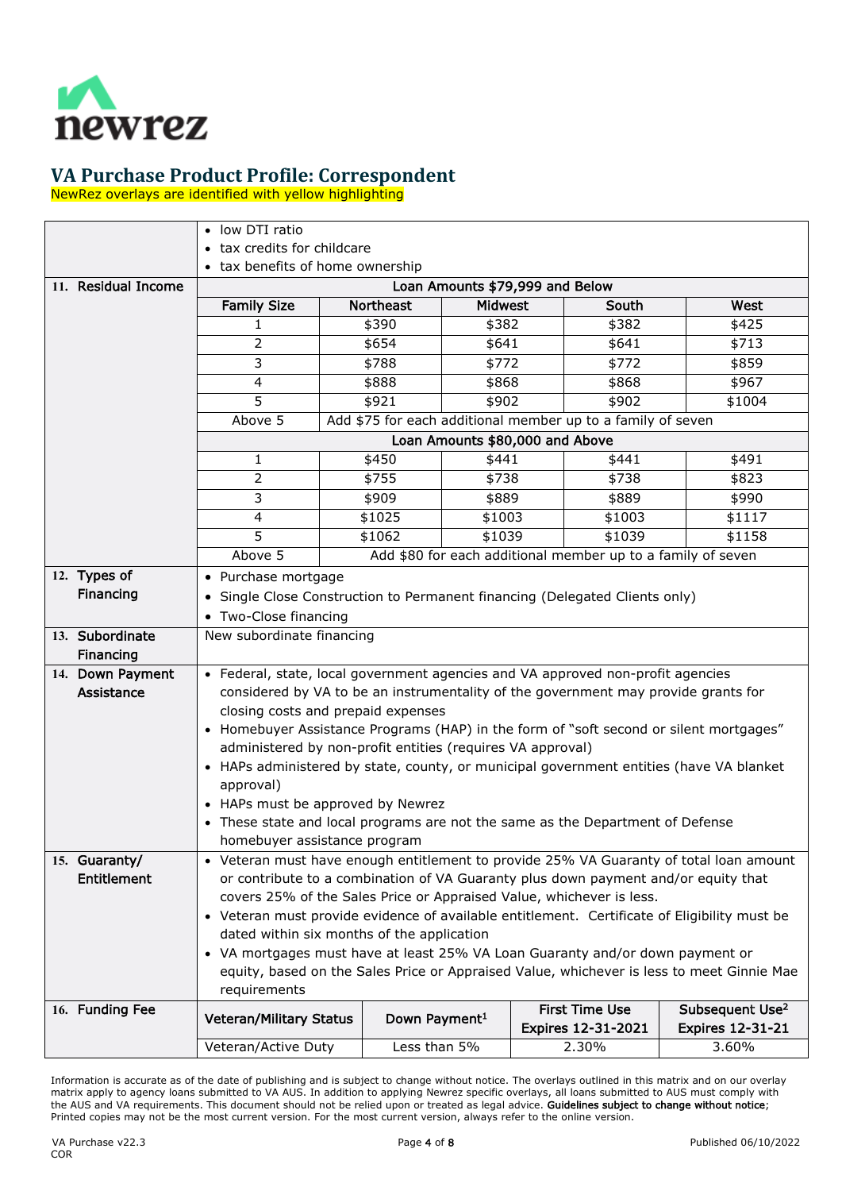# VA Purchase Product Profile: Correspondent

NewRez overlays are identified with yellow highlighting

| | |
|---|---|
| | • low DTI ratio<br>• tax credits for childcare<br>• tax benefits of home ownership |
| **11. Residual Income** | *(see Residual Income table below)* |
| **12. Types of Financing** | • Purchase mortgage<br>• Single Close Construction to Permanent financing (Delegated Clients only)<br>• Two-Close financing |
| **13. Subordinate Financing** | New subordinate financing |
| **14. Down Payment Assistance** | • Federal, state, local government agencies and VA approved non-profit agencies considered by VA to be an instrumentality of the government may provide grants for closing costs and prepaid expenses<br>• Homebuyer Assistance Programs (HAP) in the form of "soft second or silent mortgages" administered by non-profit entities (requires VA approval)<br>• HAPs administered by state, county, or municipal government entities (have VA blanket approval)<br>• HAPs must be approved by Newrez<br>• These state and local programs are not the same as the Department of Defense homebuyer assistance program |
| **15. Guaranty/ Entitlement** | • Veteran must have enough entitlement to provide 25% VA Guaranty of total loan amount or contribute to a combination of VA Guaranty plus down payment and/or equity that covers 25% of the Sales Price or Appraised Value, whichever is less.<br>• Veteran must provide evidence of available entitlement. Certificate of Eligibility must be dated within six months of the application<br>• VA mortgages must have at least 25% VA Loan Guaranty and/or down payment or equity, based on the Sales Price or Appraised Value, whichever is less to meet Ginnie Mae requirements |
| **16. Funding Fee** | *(see Funding Fee table below)* |

**11. Residual Income**

| Loan Amounts $79,999 and Below | | | | |
|---|---|---|---|---|
| **Family Size** | **Northeast** | **Midwest** | **South** | **West** |
| 1 | $390 | $382 | $382 | $425 |
| 2 | $654 | $641 | $641 | $713 |
| 3 | $788 | $772 | $772 | $859 |
| 4 | $888 | $868 | $868 | $967 |
| 5 | $921 | $902 | $902 | $1004 |
| Above 5 | Add $75 for each additional member up to a family of seven | | | |
| **Loan Amounts $80,000 and Above** | | | | |
| 1 | $450 | $441 | $441 | $491 |
| 2 | $755 | $738 | $738 | $823 |
| 3 | $909 | $889 | $889 | $990 |
| 4 | $1025 | $1003 | $1003 | $1117 |
| 5 | $1062 | $1039 | $1039 | $1158 |
| Above 5 | Add $80 for each additional member up to a family of seven | | | |

**16. Funding Fee**

| Veteran/Military Status | Down Payment[1] | First Time Use Expires 12-31-2021 | Subsequent Use[2] Expires 12-31-21 |
|---|---|---|---|
| Veteran/Active Duty | Less than 5% | 2.30% | 3.60% |

Information is accurate as of the date of publishing and is subject to change without notice. The overlays outlined in this matrix and on our overlay matrix apply to agency loans submitted to VA AUS. In addition to applying Newrez specific overlays, all loans submitted to AUS must comply with the AUS and VA requirements. This document should not be relied upon or treated as legal advice. **Guidelines subject to change without notice**; Printed copies may not be the most current version. For the most current version, always refer to the online version.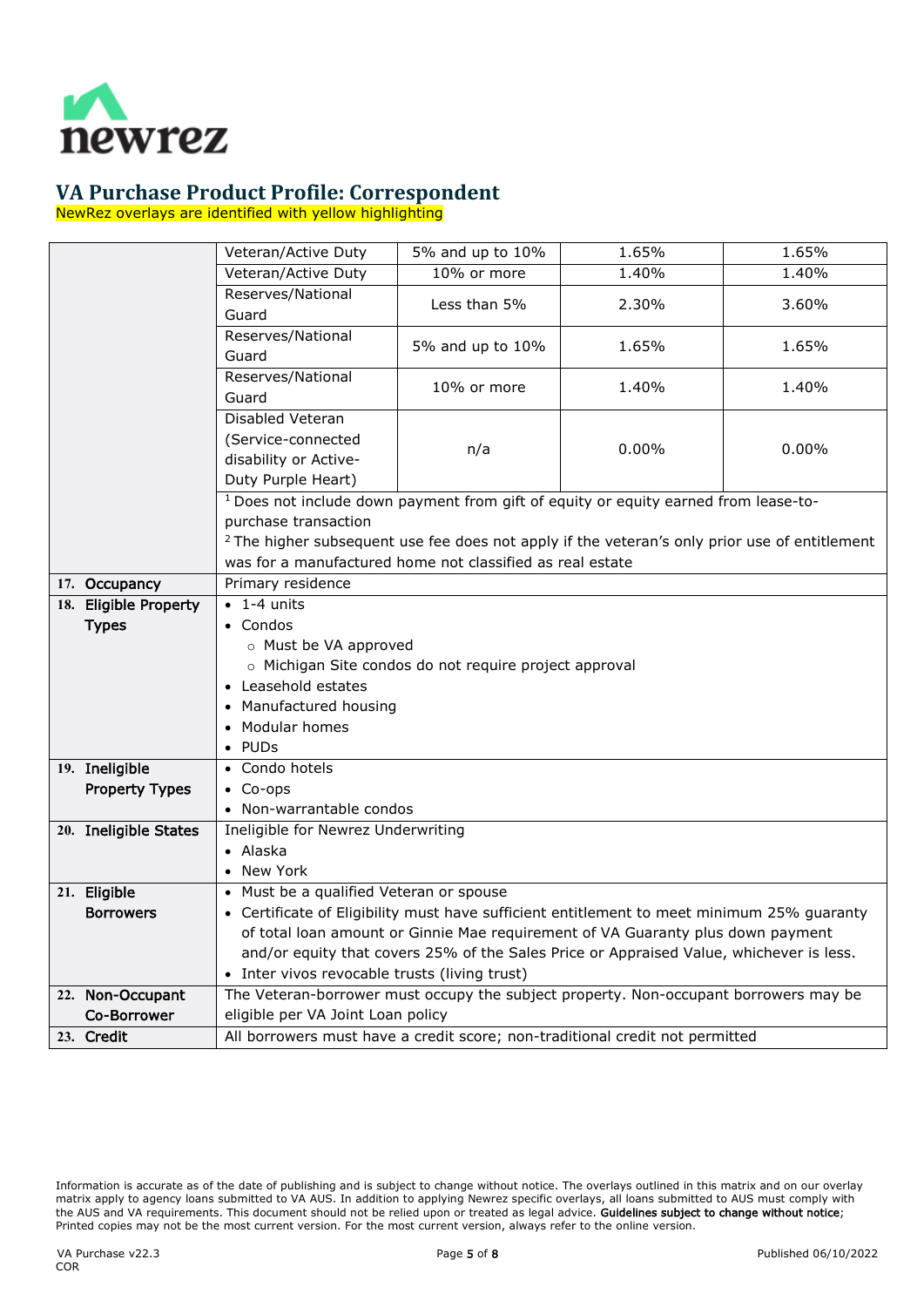# VA Purchase Product Profile: Correspondent

NewRez overlays are identified with yellow highlighting

| | | | | |
|---|---|---|---|---|
| | Veteran/Active Duty | 5% and up to 10% | 1.65% | 1.65% |
| | Veteran/Active Duty | 10% or more | 1.40% | 1.40% |
| | Reserves/National Guard | Less than 5% | 2.30% | 3.60% |
| | Reserves/National Guard | 5% and up to 10% | 1.65% | 1.65% |
| | Reserves/National Guard | 10% or more | 1.40% | 1.40% |
| | Disabled Veteran (Service-connected disability or Active-Duty Purple Heart) | n/a | 0.00% | 0.00% |
| | [1] Does not include down payment from gift of equity or equity earned from lease-to-purchase transaction<br>[2] The higher subsequent use fee does not apply if the veteran's only prior use of entitlement was for a manufactured home not classified as real estate | | | |
| **17. Occupancy** | Primary residence | | | |
| **18. Eligible Property Types** | • 1-4 units<br>• Condos<br>  ○ Must be VA approved<br>  ○ Michigan Site condos do not require project approval<br>• Leasehold estates<br>• Manufactured housing<br>• Modular homes<br>• PUDs | | | |
| **19. Ineligible Property Types** | • Condo hotels<br>• Co-ops<br>• Non-warrantable condos | | | |
| **20. Ineligible States** | Ineligible for Newrez Underwriting<br>• Alaska<br>• New York | | | |
| **21. Eligible Borrowers** | • Must be a qualified Veteran or spouse<br>• Certificate of Eligibility must have sufficient entitlement to meet minimum 25% guaranty of total loan amount or Ginnie Mae requirement of VA Guaranty plus down payment and/or equity that covers 25% of the Sales Price or Appraised Value, whichever is less.<br>• Inter vivos revocable trusts (living trust) | | | |
| **22. Non-Occupant Co-Borrower** | The Veteran-borrower must occupy the subject property. Non-occupant borrowers may be eligible per VA Joint Loan policy | | | |
| **23. Credit** | All borrowers must have a credit score; non-traditional credit not permitted | | | |

Information is accurate as of the date of publishing and is subject to change without notice. The overlays outlined in this matrix and on our overlay matrix apply to agency loans submitted to VA AUS. In addition to applying Newrez specific overlays, all loans submitted to AUS must comply with the AUS and VA requirements. This document should not be relied upon or treated as legal advice. **Guidelines subject to change without notice**; Printed copies may not be the most current version. For the most current version, always refer to the online version.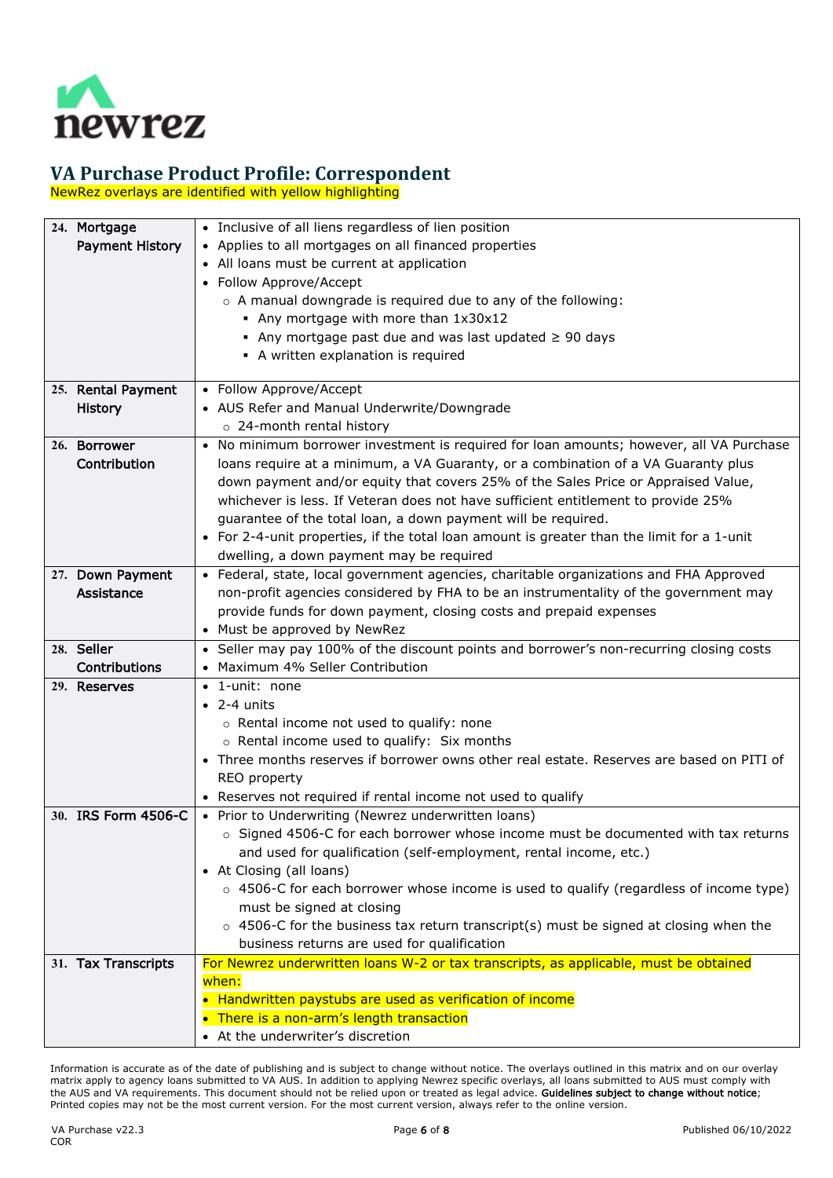newrez

# VA Purchase Product Profile: Correspondent

NewRez overlays are identified with yellow highlighting

| | |
|---|---|
| **24. Mortgage Payment History** | • Inclusive of all liens regardless of lien position<br>• Applies to all mortgages on all financed properties<br>• All loans must be current at application<br>• Follow Approve/Accept<br>  ○ A manual downgrade is required due to any of the following:<br>    ▪ Any mortgage with more than 1x30x12<br>    ▪ Any mortgage past due and was last updated ≥ 90 days<br>    ▪ A written explanation is required |
| **25. Rental Payment History** | • Follow Approve/Accept<br>• AUS Refer and Manual Underwrite/Downgrade<br>  ○ 24-month rental history |
| **26. Borrower Contribution** | • No minimum borrower investment is required for loan amounts; however, all VA Purchase loans require at a minimum, a VA Guaranty, or a combination of a VA Guaranty plus down payment and/or equity that covers 25% of the Sales Price or Appraised Value, whichever is less. If Veteran does not have sufficient entitlement to provide 25% guarantee of the total loan, a down payment will be required.<br>• For 2-4-unit properties, if the total loan amount is greater than the limit for a 1-unit dwelling, a down payment may be required |
| **27. Down Payment Assistance** | • Federal, state, local government agencies, charitable organizations and FHA Approved non-profit agencies considered by FHA to be an instrumentality of the government may provide funds for down payment, closing costs and prepaid expenses<br>• Must be approved by NewRez |
| **28. Seller Contributions** | • Seller may pay 100% of the discount points and borrower's non-recurring closing costs<br>• Maximum 4% Seller Contribution |
| **29. Reserves** | • 1-unit: none<br>• 2-4 units<br>  ○ Rental income not used to qualify: none<br>  ○ Rental income used to qualify: Six months<br>• Three months reserves if borrower owns other real estate. Reserves are based on PITI of REO property<br>• Reserves not required if rental income not used to qualify |
| **30. IRS Form 4506-C** | • Prior to Underwriting (Newrez underwritten loans)<br>  ○ Signed 4506-C for each borrower whose income must be documented with tax returns and used for qualification (self-employment, rental income, etc.)<br>• At Closing (all loans)<br>  ○ 4506-C for each borrower whose income is used to qualify (regardless of income type) must be signed at closing<br>  ○ 4506-C for the business tax return transcript(s) must be signed at closing when the business returns are used for qualification |
| **31. Tax Transcripts** | For Newrez underwritten loans W-2 or tax transcripts, as applicable, must be obtained when:<br>• Handwritten paystubs are used as verification of income<br>• There is a non-arm's length transaction<br>• At the underwriter's discretion |

Information is accurate as of the date of publishing and is subject to change without notice. The overlays outlined in this matrix and on our overlay matrix apply to agency loans submitted to VA AUS. In addition to applying Newrez specific overlays, all loans submitted to AUS must comply with the AUS and VA requirements. This document should not be relied upon or treated as legal advice. **Guidelines subject to change without notice**; Printed copies may not be the most current version. For the most current version, always refer to the online version.

VA Purchase v22.3
COR

Published 06/10/2022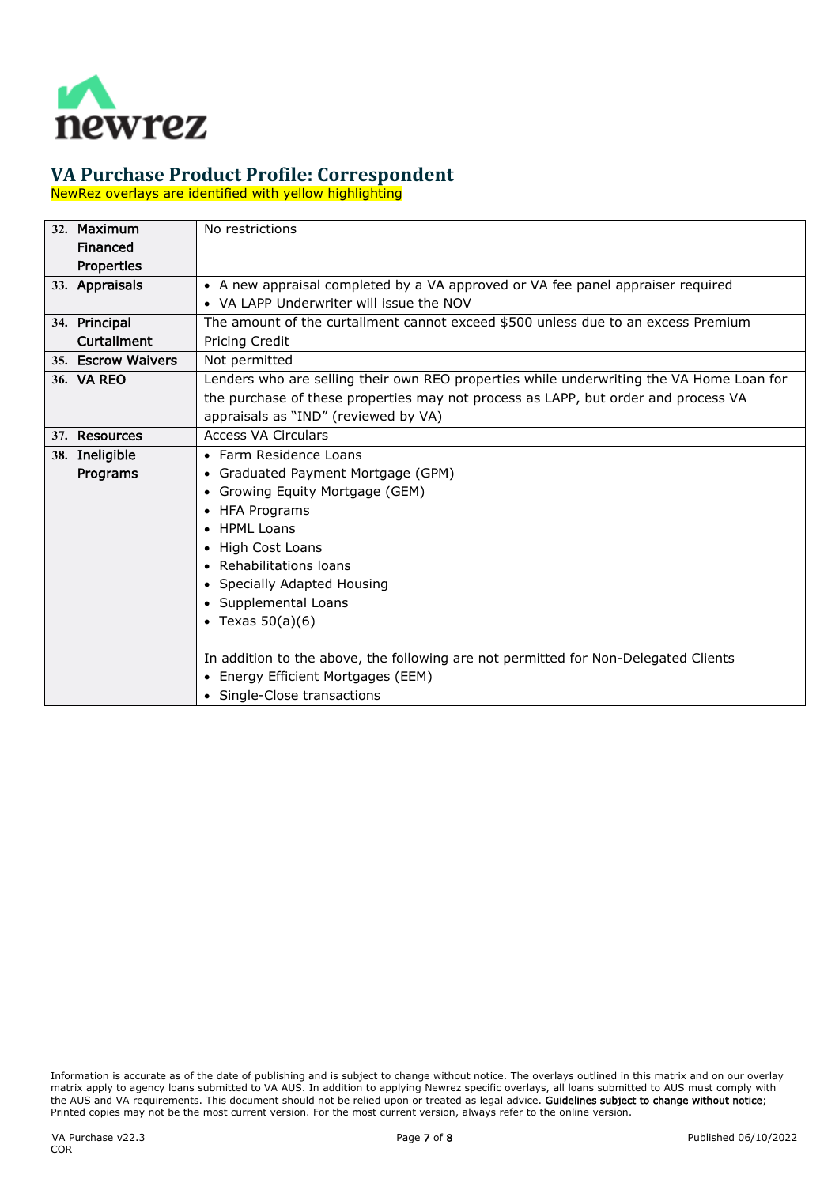# VA Purchase Product Profile: Correspondent

NewRez overlays are identified with yellow highlighting

| | |
|---|---|
| 32. Maximum Financed Properties | No restrictions |
| 33. Appraisals | • A new appraisal completed by a VA approved or VA fee panel appraiser required<br>• VA LAPP Underwriter will issue the NOV |
| 34. Principal Curtailment | The amount of the curtailment cannot exceed $500 unless due to an excess Premium Pricing Credit |
| 35. Escrow Waivers | Not permitted |
| 36. VA REO | Lenders who are selling their own REO properties while underwriting the VA Home Loan for the purchase of these properties may not process as LAPP, but order and process VA appraisals as "IND" (reviewed by VA) |
| 37. Resources | Access VA Circulars |
| 38. Ineligible Programs | • Farm Residence Loans<br>• Graduated Payment Mortgage (GPM)<br>• Growing Equity Mortgage (GEM)<br>• HFA Programs<br>• HPML Loans<br>• High Cost Loans<br>• Rehabilitations loans<br>• Specially Adapted Housing<br>• Supplemental Loans<br>• Texas 50(a)(6)<br><br>In addition to the above, the following are not permitted for Non-Delegated Clients<br>• Energy Efficient Mortgages (EEM)<br>• Single-Close transactions |

Information is accurate as of the date of publishing and is subject to change without notice. The overlays outlined in this matrix and on our overlay matrix apply to agency loans submitted to VA AUS. In addition to applying Newrez specific overlays, all loans submitted to AUS must comply with the AUS and VA requirements. This document should not be relied upon or treated as legal advice. **Guidelines subject to change without notice**; Printed copies may not be the most current version. For the most current version, always refer to the online version.

VA Purchase v22.3
COR

Published 06/10/2022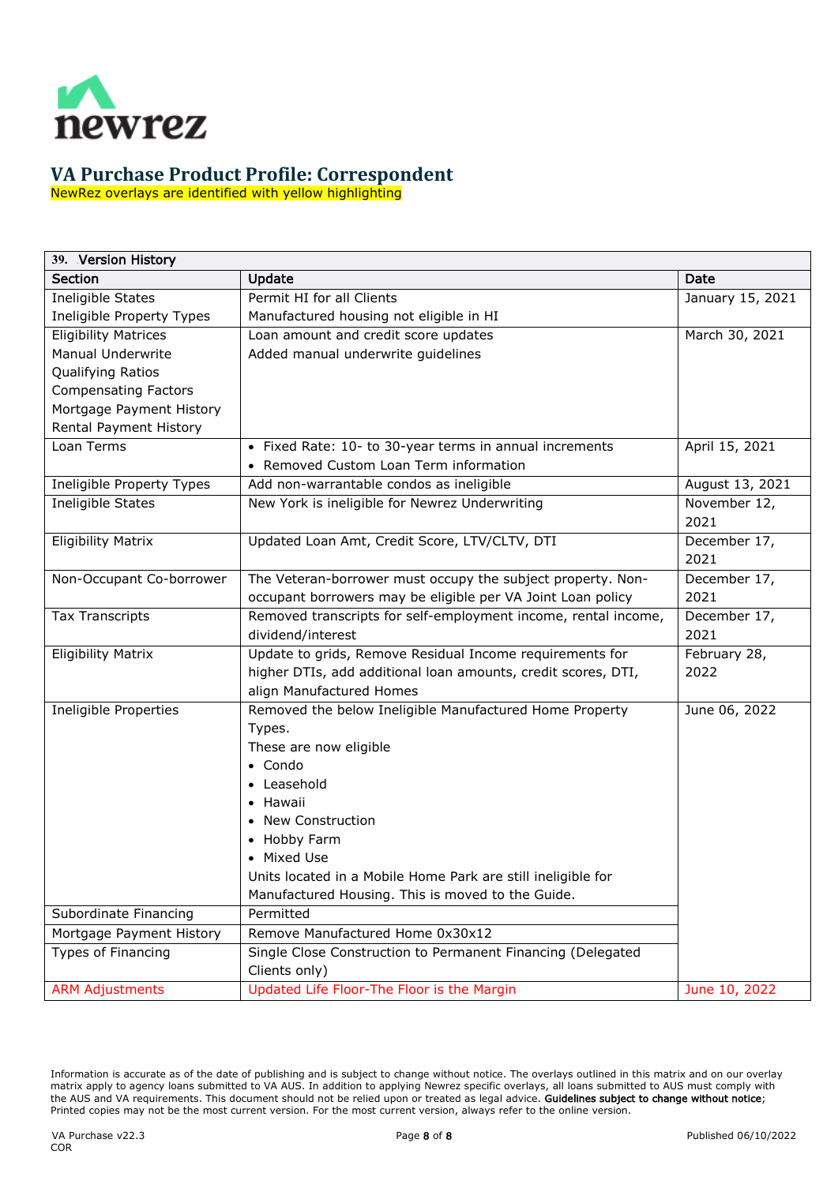# VA Purchase Product Profile: Correspondent

NewRez overlays are identified with yellow highlighting

## 39. Version History

| Section | Update | Date |
|---|---|---|
| Ineligible States<br>Ineligible Property Types | Permit HI for all Clients<br>Manufactured housing not eligible in HI | January 15, 2021 |
| Eligibility Matrices<br>Manual Underwrite<br>Qualifying Ratios<br>Compensating Factors<br>Mortgage Payment History<br>Rental Payment History | Loan amount and credit score updates<br>Added manual underwrite guidelines | March 30, 2021 |
| Loan Terms | • Fixed Rate: 10- to 30-year terms in annual increments<br>• Removed Custom Loan Term information | April 15, 2021 |
| Ineligible Property Types | Add non-warrantable condos as ineligible | August 13, 2021 |
| Ineligible States | New York is ineligible for Newrez Underwriting | November 12, 2021 |
| Eligibility Matrix | Updated Loan Amt, Credit Score, LTV/CLTV, DTI | December 17, 2021 |
| Non-Occupant Co-borrower | The Veteran-borrower must occupy the subject property. Non-occupant borrowers may be eligible per VA Joint Loan policy | December 17, 2021 |
| Tax Transcripts | Removed transcripts for self-employment income, rental income, dividend/interest | December 17, 2021 |
| Eligibility Matrix | Update to grids, Remove Residual Income requirements for higher DTIs, add additional loan amounts, credit scores, DTI, align Manufactured Homes | February 28, 2022 |
| Ineligible Properties | Removed the below Ineligible Manufactured Home Property Types.<br>These are now eligible<br>• Condo<br>• Leasehold<br>• Hawaii<br>• New Construction<br>• Hobby Farm<br>• Mixed Use<br>Units located in a Mobile Home Park are still ineligible for Manufactured Housing. This is moved to the Guide. | June 06, 2022 |
| Subordinate Financing | Permitted | |
| Mortgage Payment History | Remove Manufactured Home 0x30x12 | |
| Types of Financing | Single Close Construction to Permanent Financing (Delegated Clients only) | |
| ARM Adjustments | Updated Life Floor-The Floor is the Margin | June 10, 2022 |

Information is accurate as of the date of publishing and is subject to change without notice. The overlays outlined in this matrix and on our overlay matrix apply to agency loans submitted to VA AUS. In addition to applying Newrez specific overlays, all loans submitted to AUS must comply with the AUS and VA requirements. This document should not be relied upon or treated as legal advice. **Guidelines subject to change without notice**; Printed copies may not be the most current version. For the most current version, always refer to the online version.